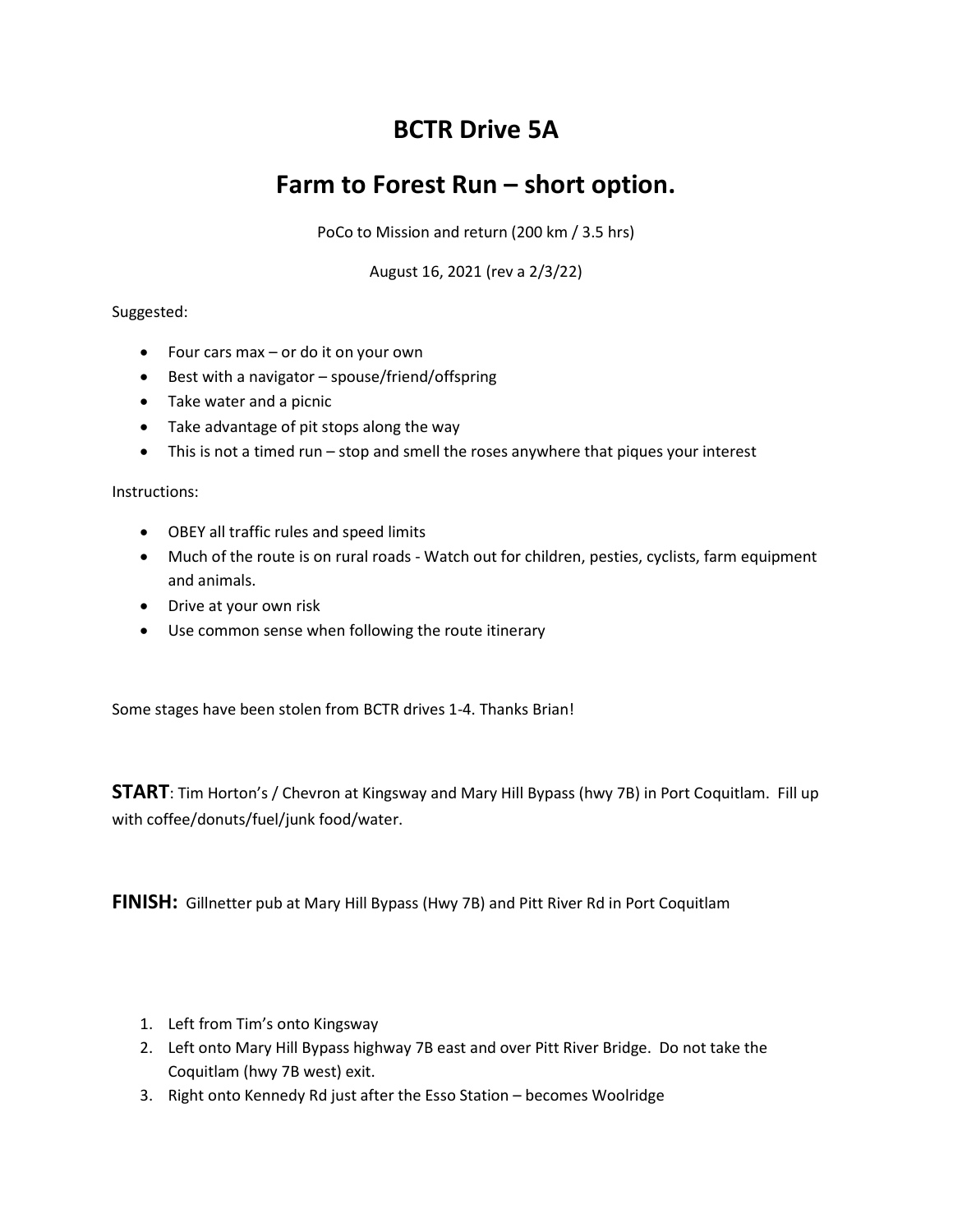# BCTR Drive 5A

# Farm to Forest Run – short option.

PoCo to Mission and return (200 km / 3.5 hrs)

August 16, 2021 (rev a 2/3/22)

Suggested:

- Four cars max – or do it on your own
- Best with a navigator – spouse/friend/offspring
- Take water and a picnic
- Take advantage of pit stops along the way
- This is not a timed run – stop and smell the roses anywhere that piques your interest

Instructions:

- OBEY all traffic rules and speed limits
- Much of the route is on rural roads - Watch out for children, pesties, cyclists, farm equipment and animals.
- Drive at your own risk
- Use common sense when following the route itinerary

Some stages have been stolen from BCTR drives 1-4. Thanks Brian!

**START**: Tim Horton's / Chevron at Kingsway and Mary Hill Bypass (hwy 7B) in Port Coquitlam. Fill up with coffee/donuts/fuel/junk food/water.

**FINISH:** Gillnetter pub at Mary Hill Bypass (Hwy 7B) and Pitt River Rd in Port Coquitlam

1. Left from Tim's onto Kingsway
2. Left onto Mary Hill Bypass highway 7B east and over Pitt River Bridge. Do not take the Coquitlam (hwy 7B west) exit.
3. Right onto Kennedy Rd just after the Esso Station – becomes Woolridge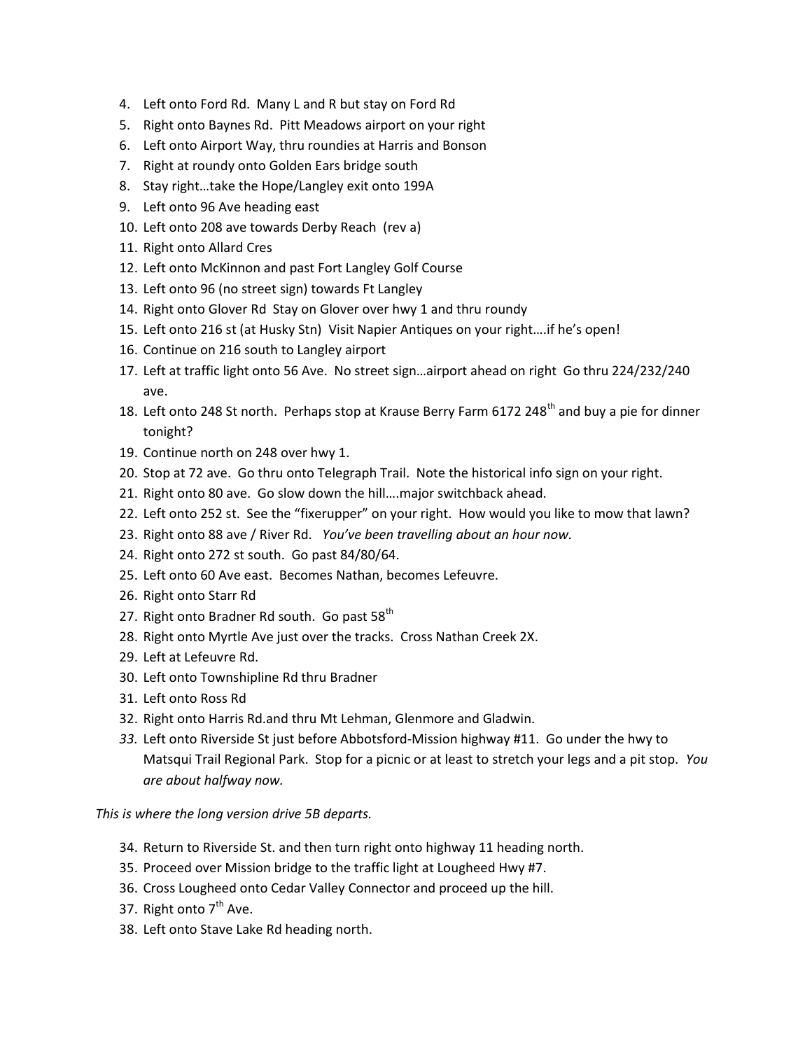4. Left onto Ford Rd.  Many L and R but stay on Ford Rd
5. Right onto Baynes Rd.  Pitt Meadows airport on your right
6. Left onto Airport Way, thru roundies at Harris and Bonson
7. Right at roundy onto Golden Ears bridge south
8. Stay right…take the Hope/Langley exit onto 199A
9. Left onto 96 Ave heading east
10. Left onto 208 ave towards Derby Reach  (rev a)
11. Right onto Allard Cres
12. Left onto McKinnon and past Fort Langley Golf Course
13. Left onto 96 (no street sign) towards Ft Langley
14. Right onto Glover Rd  Stay on Glover over hwy 1 and thru roundy
15. Left onto 216 st (at Husky Stn)  Visit Napier Antiques on your right….if he's open!
16. Continue on 216 south to Langley airport
17. Left at traffic light onto 56 Ave.  No street sign…airport ahead on right  Go thru 224/232/240 ave.
18. Left onto 248 St north.  Perhaps stop at Krause Berry Farm 6172 248th and buy a pie for dinner tonight?
19. Continue north on 248 over hwy 1.
20. Stop at 72 ave.  Go thru onto Telegraph Trail.  Note the historical info sign on your right.
21. Right onto 80 ave.  Go slow down the hill….major switchback ahead.
22. Left onto 252 st.  See the "fixerupper" on your right.  How would you like to mow that lawn?
23. Right onto 88 ave / River Rd.   *You've been travelling about an hour now.*
24. Right onto 272 st south.  Go past 84/80/64.
25. Left onto 60 Ave east.  Becomes Nathan, becomes Lefeuvre.
26. Right onto Starr Rd
27. Right onto Bradner Rd south.  Go past 58th
28. Right onto Myrtle Ave just over the tracks.  Cross Nathan Creek 2X.
29. Left at Lefeuvre Rd.
30. Left onto Townshipline Rd thru Bradner
31. Left onto Ross Rd
32. Right onto Harris Rd.and thru Mt Lehman, Glenmore and Gladwin.
33. Left onto Riverside St just before Abbotsford-Mission highway #11.  Go under the hwy to Matsqui Trail Regional Park.  Stop for a picnic or at least to stretch your legs and a pit stop.  *You are about halfway now.*

*This is where the long version drive 5B departs.*

34. Return to Riverside St. and then turn right onto highway 11 heading north.
35. Proceed over Mission bridge to the traffic light at Lougheed Hwy #7.
36. Cross Lougheed onto Cedar Valley Connector and proceed up the hill.
37. Right onto 7th Ave.
38. Left onto Stave Lake Rd heading north.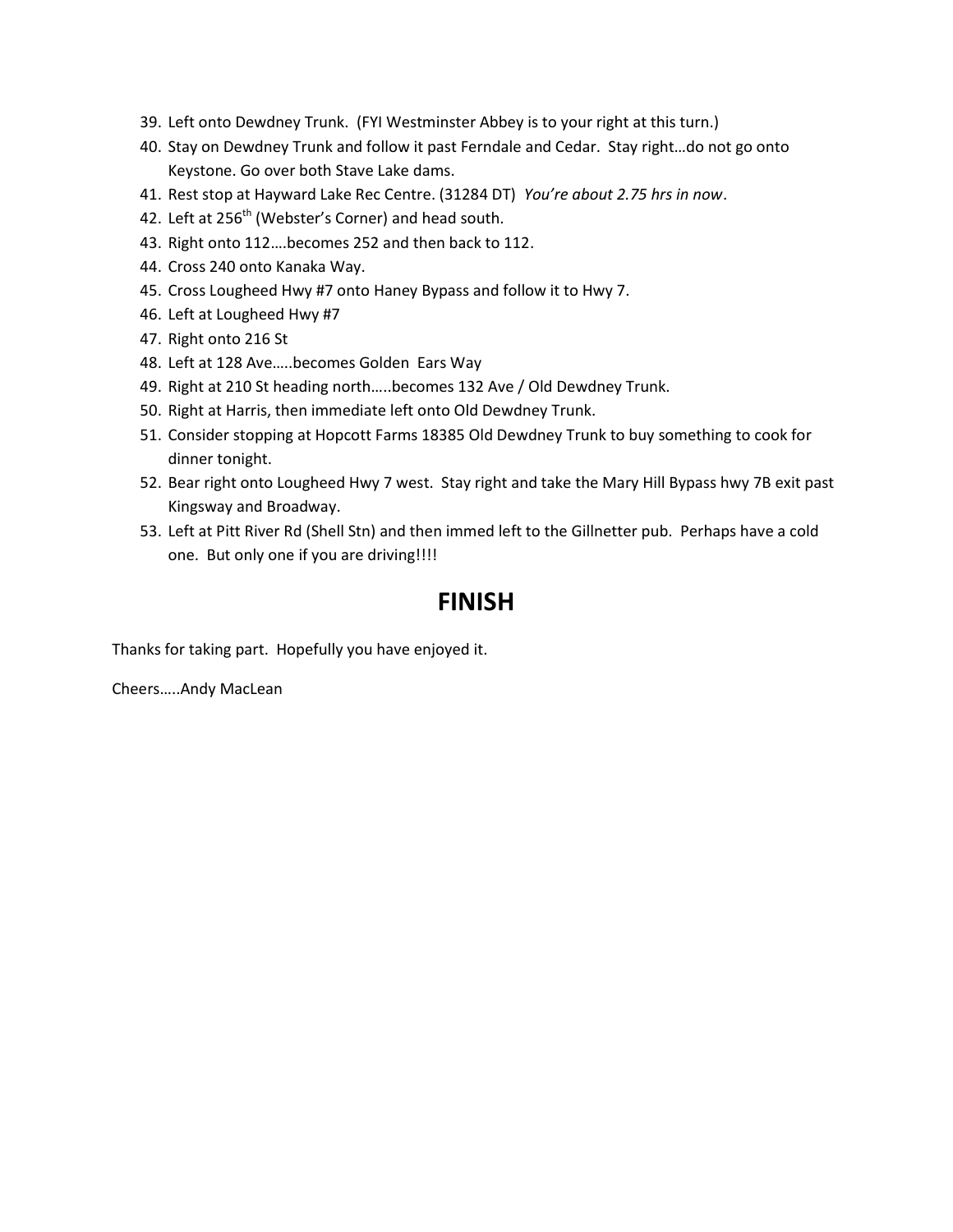39. Left onto Dewdney Trunk. (FYI Westminster Abbey is to your right at this turn.)
40. Stay on Dewdney Trunk and follow it past Ferndale and Cedar. Stay right…do not go onto Keystone. Go over both Stave Lake dams.
41. Rest stop at Hayward Lake Rec Centre. (31284 DT) *You're about 2.75 hrs in now*.
42. Left at 256th (Webster's Corner) and head south.
43. Right onto 112….becomes 252 and then back to 112.
44. Cross 240 onto Kanaka Way.
45. Cross Lougheed Hwy #7 onto Haney Bypass and follow it to Hwy 7.
46. Left at Lougheed Hwy #7
47. Right onto 216 St
48. Left at 128 Ave…..becomes Golden Ears Way
49. Right at 210 St heading north…..becomes 132 Ave / Old Dewdney Trunk.
50. Right at Harris, then immediate left onto Old Dewdney Trunk.
51. Consider stopping at Hopcott Farms 18385 Old Dewdney Trunk to buy something to cook for dinner tonight.
52. Bear right onto Lougheed Hwy 7 west. Stay right and take the Mary Hill Bypass hwy 7B exit past Kingsway and Broadway.
53. Left at Pitt River Rd (Shell Stn) and then immed left to the Gillnetter pub. Perhaps have a cold one. But only one if you are driving!!!!

## FINISH

Thanks for taking part. Hopefully you have enjoyed it.

Cheers…..Andy MacLean